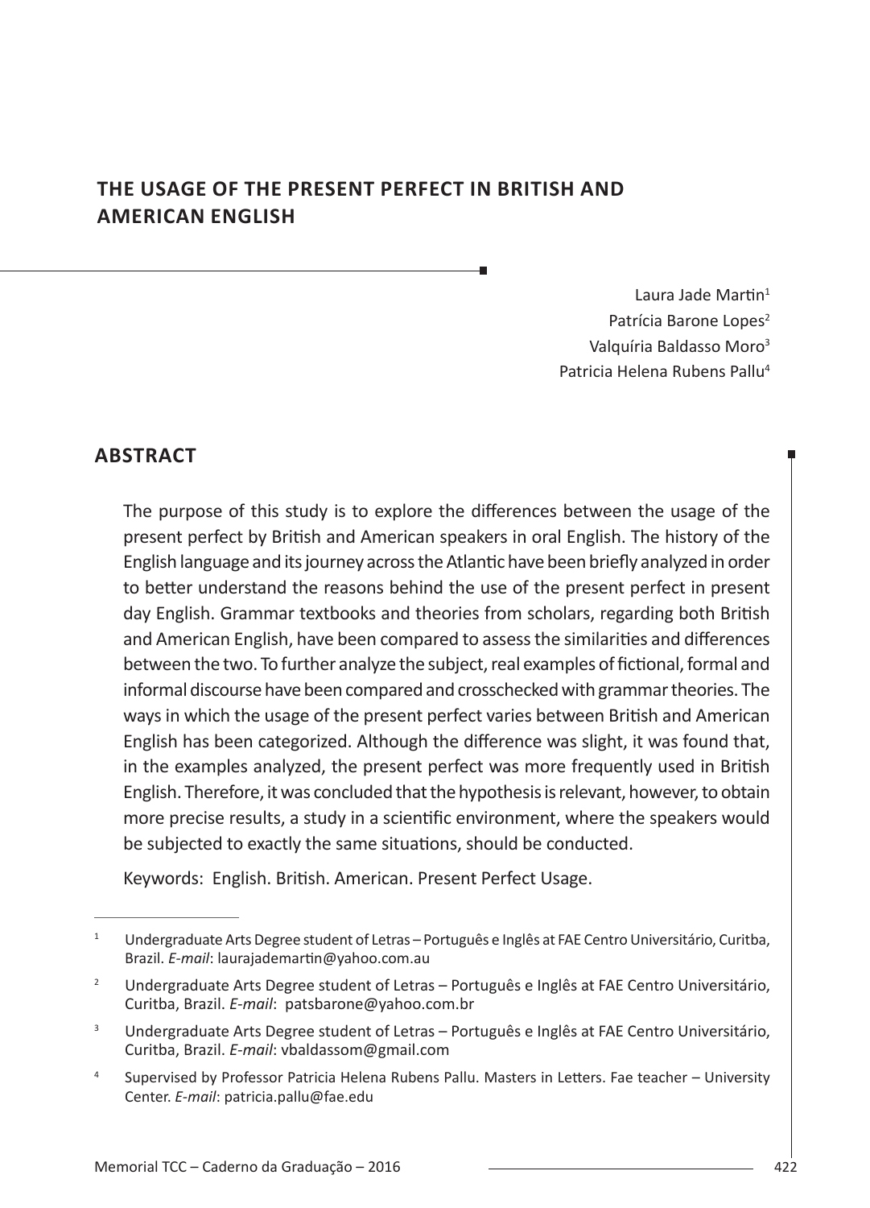# THE USAGE OF THE PRESENT PERFECT IN BRITISH AND AMERICAN ENGLISH

Laura Jade Martin[1]
Patrícia Barone Lopes[2]
Valquíria Baldasso Moro[3]
Patricia Helena Rubens Pallu[4]

## ABSTRACT

The purpose of this study is to explore the differences between the usage of the present perfect by British and American speakers in oral English. The history of the English language and its journey across the Atlantic have been briefly analyzed in order to better understand the reasons behind the use of the present perfect in present day English. Grammar textbooks and theories from scholars, regarding both British and American English, have been compared to assess the similarities and differences between the two. To further analyze the subject, real examples of fictional, formal and informal discourse have been compared and crosschecked with grammar theories. The ways in which the usage of the present perfect varies between British and American English has been categorized. Although the difference was slight, it was found that, in the examples analyzed, the present perfect was more frequently used in British English. Therefore, it was concluded that the hypothesis is relevant, however, to obtain more precise results, a study in a scientific environment, where the speakers would be subjected to exactly the same situations, should be conducted.

Keywords: English. British. American. Present Perfect Usage.

---

[1] Undergraduate Arts Degree student of Letras – Português e Inglês at FAE Centro Universitário, Curitba, Brazil. *E-mail*: laurajademartin@yahoo.com.au

[2] Undergraduate Arts Degree student of Letras – Português e Inglês at FAE Centro Universitário, Curitba, Brazil. *E-mail*: patsbarone@yahoo.com.br

[3] Undergraduate Arts Degree student of Letras – Português e Inglês at FAE Centro Universitário, Curitba, Brazil. *E-mail*: vbaldassom@gmail.com

[4] Supervised by Professor Patricia Helena Rubens Pallu. Masters in Letters. Fae teacher – University Center. *E-mail*: patricia.pallu@fae.edu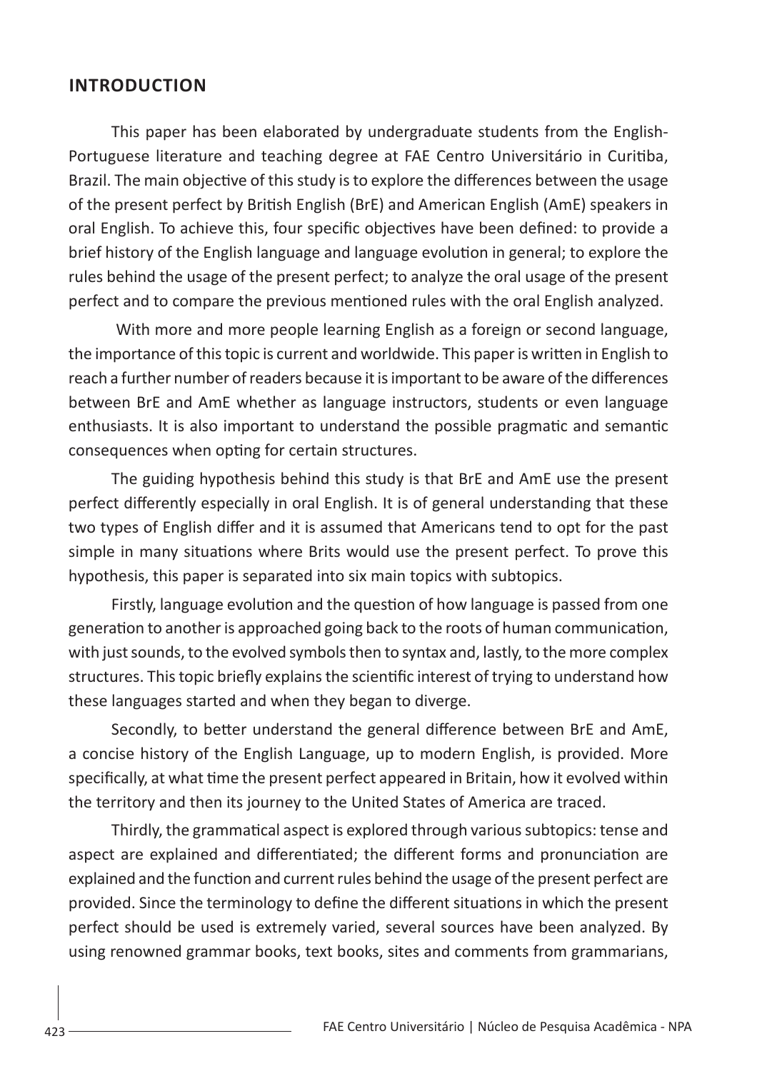## INTRODUCTION

This paper has been elaborated by undergraduate students from the English-Portuguese literature and teaching degree at FAE Centro Universitário in Curitiba, Brazil. The main objective of this study is to explore the differences between the usage of the present perfect by British English (BrE) and American English (AmE) speakers in oral English. To achieve this, four specific objectives have been defined: to provide a brief history of the English language and language evolution in general; to explore the rules behind the usage of the present perfect; to analyze the oral usage of the present perfect and to compare the previous mentioned rules with the oral English analyzed.

With more and more people learning English as a foreign or second language, the importance of this topic is current and worldwide. This paper is written in English to reach a further number of readers because it is important to be aware of the differences between BrE and AmE whether as language instructors, students or even language enthusiasts. It is also important to understand the possible pragmatic and semantic consequences when opting for certain structures.

The guiding hypothesis behind this study is that BrE and AmE use the present perfect differently especially in oral English. It is of general understanding that these two types of English differ and it is assumed that Americans tend to opt for the past simple in many situations where Brits would use the present perfect. To prove this hypothesis, this paper is separated into six main topics with subtopics.

Firstly, language evolution and the question of how language is passed from one generation to another is approached going back to the roots of human communication, with just sounds, to the evolved symbols then to syntax and, lastly, to the more complex structures. This topic briefly explains the scientific interest of trying to understand how these languages started and when they began to diverge.

Secondly, to better understand the general difference between BrE and AmE, a concise history of the English Language, up to modern English, is provided. More specifically, at what time the present perfect appeared in Britain, how it evolved within the territory and then its journey to the United States of America are traced.

Thirdly, the grammatical aspect is explored through various subtopics: tense and aspect are explained and differentiated; the different forms and pronunciation are explained and the function and current rules behind the usage of the present perfect are provided. Since the terminology to define the different situations in which the present perfect should be used is extremely varied, several sources have been analyzed. By using renowned grammar books, text books, sites and comments from grammarians,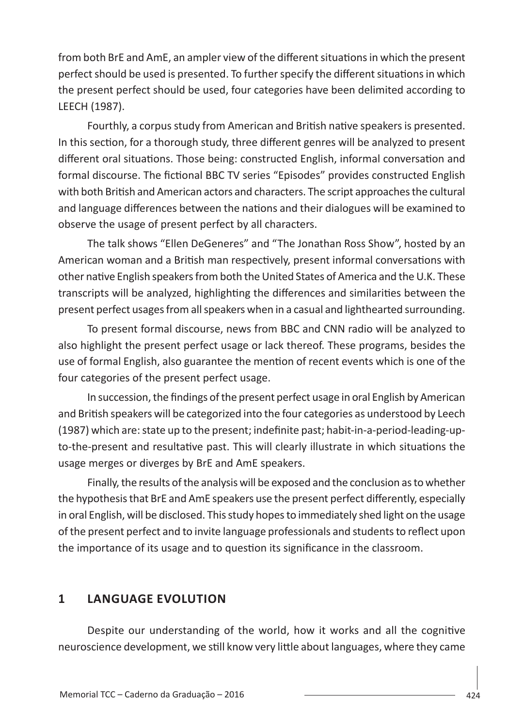from both BrE and AmE, an ampler view of the different situations in which the present perfect should be used is presented. To further specify the different situations in which the present perfect should be used, four categories have been delimited according to LEECH (1987).

Fourthly, a corpus study from American and British native speakers is presented. In this section, for a thorough study, three different genres will be analyzed to present different oral situations. Those being: constructed English, informal conversation and formal discourse. The fictional BBC TV series "Episodes" provides constructed English with both British and American actors and characters. The script approaches the cultural and language differences between the nations and their dialogues will be examined to observe the usage of present perfect by all characters.

The talk shows "Ellen DeGeneres" and "The Jonathan Ross Show", hosted by an American woman and a British man respectively, present informal conversations with other native English speakers from both the United States of America and the U.K. These transcripts will be analyzed, highlighting the differences and similarities between the present perfect usages from all speakers when in a casual and lighthearted surrounding.

To present formal discourse, news from BBC and CNN radio will be analyzed to also highlight the present perfect usage or lack thereof. These programs, besides the use of formal English, also guarantee the mention of recent events which is one of the four categories of the present perfect usage.

In succession, the findings of the present perfect usage in oral English by American and British speakers will be categorized into the four categories as understood by Leech (1987) which are: state up to the present; indefinite past; habit-in-a-period-leading-up-to-the-present and resultative past. This will clearly illustrate in which situations the usage merges or diverges by BrE and AmE speakers.

Finally, the results of the analysis will be exposed and the conclusion as to whether the hypothesis that BrE and AmE speakers use the present perfect differently, especially in oral English, will be disclosed. This study hopes to immediately shed light on the usage of the present perfect and to invite language professionals and students to reflect upon the importance of its usage and to question its significance in the classroom.

## 1 LANGUAGE EVOLUTION

Despite our understanding of the world, how it works and all the cognitive neuroscience development, we still know very little about languages, where they came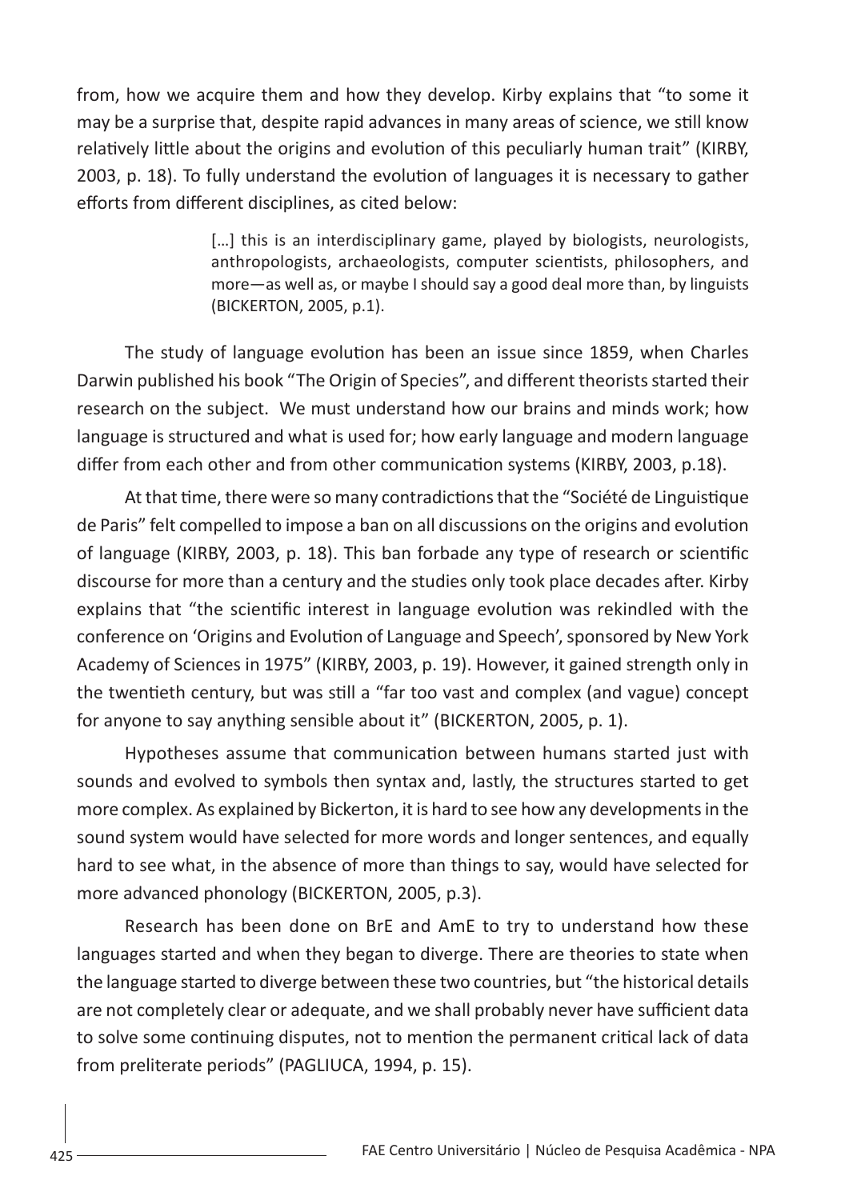from, how we acquire them and how they develop. Kirby explains that "to some it may be a surprise that, despite rapid advances in many areas of science, we still know relatively little about the origins and evolution of this peculiarly human trait" (KIRBY, 2003, p. 18). To fully understand the evolution of languages it is necessary to gather efforts from different disciplines, as cited below:

> […] this is an interdisciplinary game, played by biologists, neurologists, anthropologists, archaeologists, computer scientists, philosophers, and more—as well as, or maybe I should say a good deal more than, by linguists (BICKERTON, 2005, p.1).

The study of language evolution has been an issue since 1859, when Charles Darwin published his book "The Origin of Species", and different theorists started their research on the subject. We must understand how our brains and minds work; how language is structured and what is used for; how early language and modern language differ from each other and from other communication systems (KIRBY, 2003, p.18).

At that time, there were so many contradictions that the "Société de Linguistique de Paris" felt compelled to impose a ban on all discussions on the origins and evolution of language (KIRBY, 2003, p. 18). This ban forbade any type of research or scientific discourse for more than a century and the studies only took place decades after. Kirby explains that "the scientific interest in language evolution was rekindled with the conference on 'Origins and Evolution of Language and Speech', sponsored by New York Academy of Sciences in 1975" (KIRBY, 2003, p. 19). However, it gained strength only in the twentieth century, but was still a "far too vast and complex (and vague) concept for anyone to say anything sensible about it" (BICKERTON, 2005, p. 1).

Hypotheses assume that communication between humans started just with sounds and evolved to symbols then syntax and, lastly, the structures started to get more complex. As explained by Bickerton, it is hard to see how any developments in the sound system would have selected for more words and longer sentences, and equally hard to see what, in the absence of more than things to say, would have selected for more advanced phonology (BICKERTON, 2005, p.3).

Research has been done on BrE and AmE to try to understand how these languages started and when they began to diverge. There are theories to state when the language started to diverge between these two countries, but "the historical details are not completely clear or adequate, and we shall probably never have sufficient data to solve some continuing disputes, not to mention the permanent critical lack of data from preliterate periods" (PAGLIUCA, 1994, p. 15).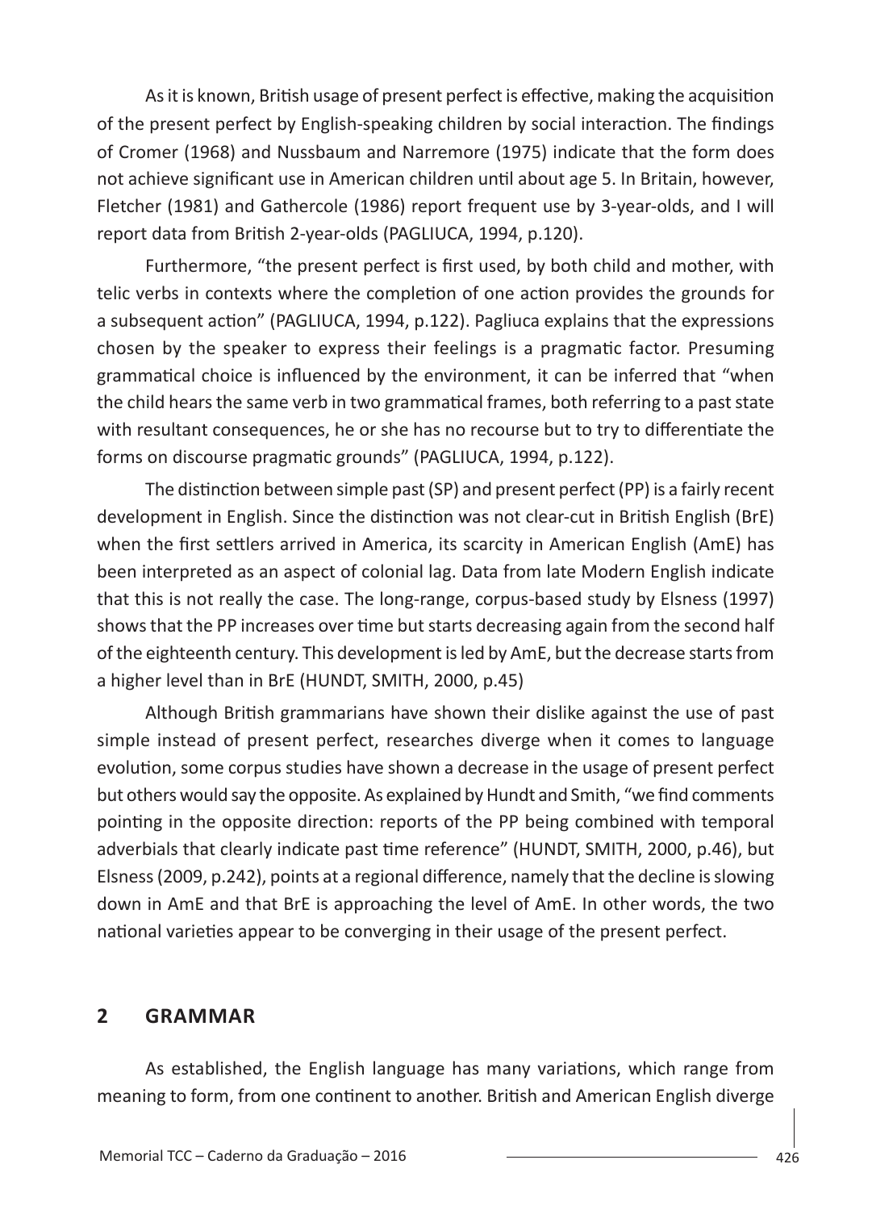As it is known, British usage of present perfect is effective, making the acquisition of the present perfect by English-speaking children by social interaction. The findings of Cromer (1968) and Nussbaum and Narremore (1975) indicate that the form does not achieve significant use in American children until about age 5. In Britain, however, Fletcher (1981) and Gathercole (1986) report frequent use by 3-year-olds, and I will report data from British 2-year-olds (PAGLIUCA, 1994, p.120).

Furthermore, "the present perfect is first used, by both child and mother, with telic verbs in contexts where the completion of one action provides the grounds for a subsequent action" (PAGLIUCA, 1994, p.122). Pagliuca explains that the expressions chosen by the speaker to express their feelings is a pragmatic factor. Presuming grammatical choice is influenced by the environment, it can be inferred that "when the child hears the same verb in two grammatical frames, both referring to a past state with resultant consequences, he or she has no recourse but to try to differentiate the forms on discourse pragmatic grounds" (PAGLIUCA, 1994, p.122).

The distinction between simple past (SP) and present perfect (PP) is a fairly recent development in English. Since the distinction was not clear-cut in British English (BrE) when the first settlers arrived in America, its scarcity in American English (AmE) has been interpreted as an aspect of colonial lag. Data from late Modern English indicate that this is not really the case. The long-range, corpus-based study by Elsness (1997) shows that the PP increases over time but starts decreasing again from the second half of the eighteenth century. This development is led by AmE, but the decrease starts from a higher level than in BrE (HUNDT, SMITH, 2000, p.45)

Although British grammarians have shown their dislike against the use of past simple instead of present perfect, researches diverge when it comes to language evolution, some corpus studies have shown a decrease in the usage of present perfect but others would say the opposite. As explained by Hundt and Smith, "we find comments pointing in the opposite direction: reports of the PP being combined with temporal adverbials that clearly indicate past time reference" (HUNDT, SMITH, 2000, p.46), but Elsness (2009, p.242), points at a regional difference, namely that the decline is slowing down in AmE and that BrE is approaching the level of AmE. In other words, the two national varieties appear to be converging in their usage of the present perfect.

## 2 GRAMMAR

As established, the English language has many variations, which range from meaning to form, from one continent to another. British and American English diverge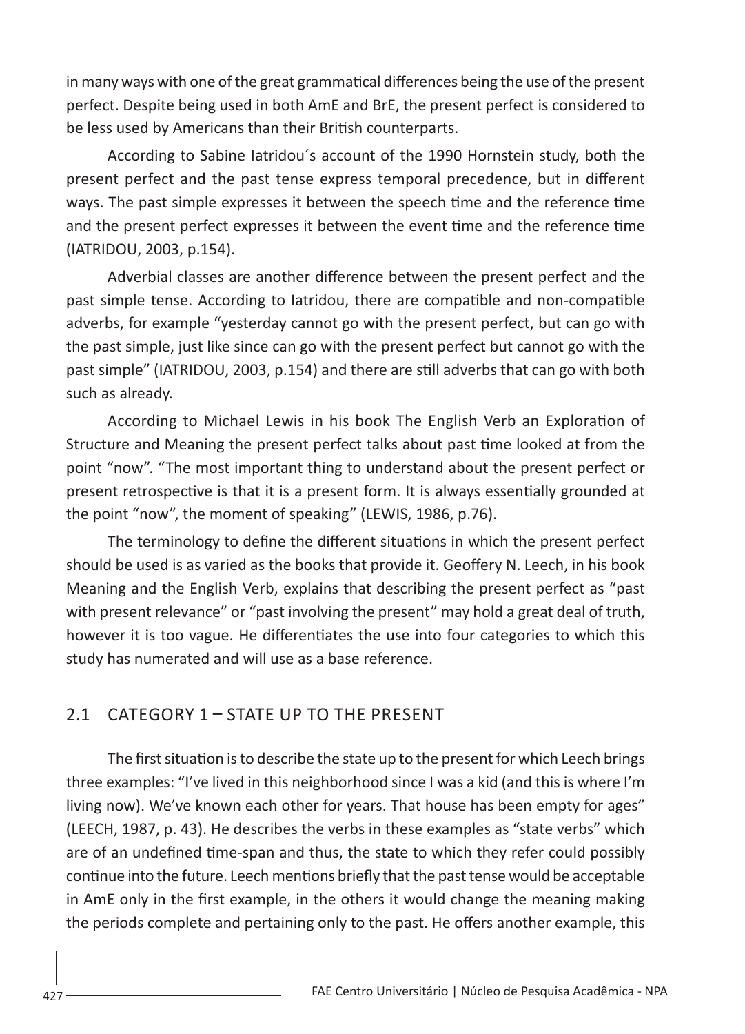in many ways with one of the great grammatical differences being the use of the present perfect. Despite being used in both AmE and BrE, the present perfect is considered to be less used by Americans than their British counterparts.

According to Sabine Iatridou´s account of the 1990 Hornstein study, both the present perfect and the past tense express temporal precedence, but in different ways. The past simple expresses it between the speech time and the reference time and the present perfect expresses it between the event time and the reference time (IATRIDOU, 2003, p.154).

Adverbial classes are another difference between the present perfect and the past simple tense. According to Iatridou, there are compatible and non-compatible adverbs, for example "yesterday cannot go with the present perfect, but can go with the past simple, just like since can go with the present perfect but cannot go with the past simple" (IATRIDOU, 2003, p.154) and there are still adverbs that can go with both such as already.

According to Michael Lewis in his book The English Verb an Exploration of Structure and Meaning the present perfect talks about past time looked at from the point "now". "The most important thing to understand about the present perfect or present retrospective is that it is a present form. It is always essentially grounded at the point "now", the moment of speaking" (LEWIS, 1986, p.76).

The terminology to define the different situations in which the present perfect should be used is as varied as the books that provide it. Geoffery N. Leech, in his book Meaning and the English Verb, explains that describing the present perfect as "past with present relevance" or "past involving the present" may hold a great deal of truth, however it is too vague. He differentiates the use into four categories to which this study has numerated and will use as a base reference.

## 2.1 CATEGORY 1 – STATE UP TO THE PRESENT

The first situation is to describe the state up to the present for which Leech brings three examples: "I've lived in this neighborhood since I was a kid (and this is where I'm living now). We've known each other for years. That house has been empty for ages" (LEECH, 1987, p. 43). He describes the verbs in these examples as "state verbs" which are of an undefined time-span and thus, the state to which they refer could possibly continue into the future. Leech mentions briefly that the past tense would be acceptable in AmE only in the first example, in the others it would change the meaning making the periods complete and pertaining only to the past. He offers another example, this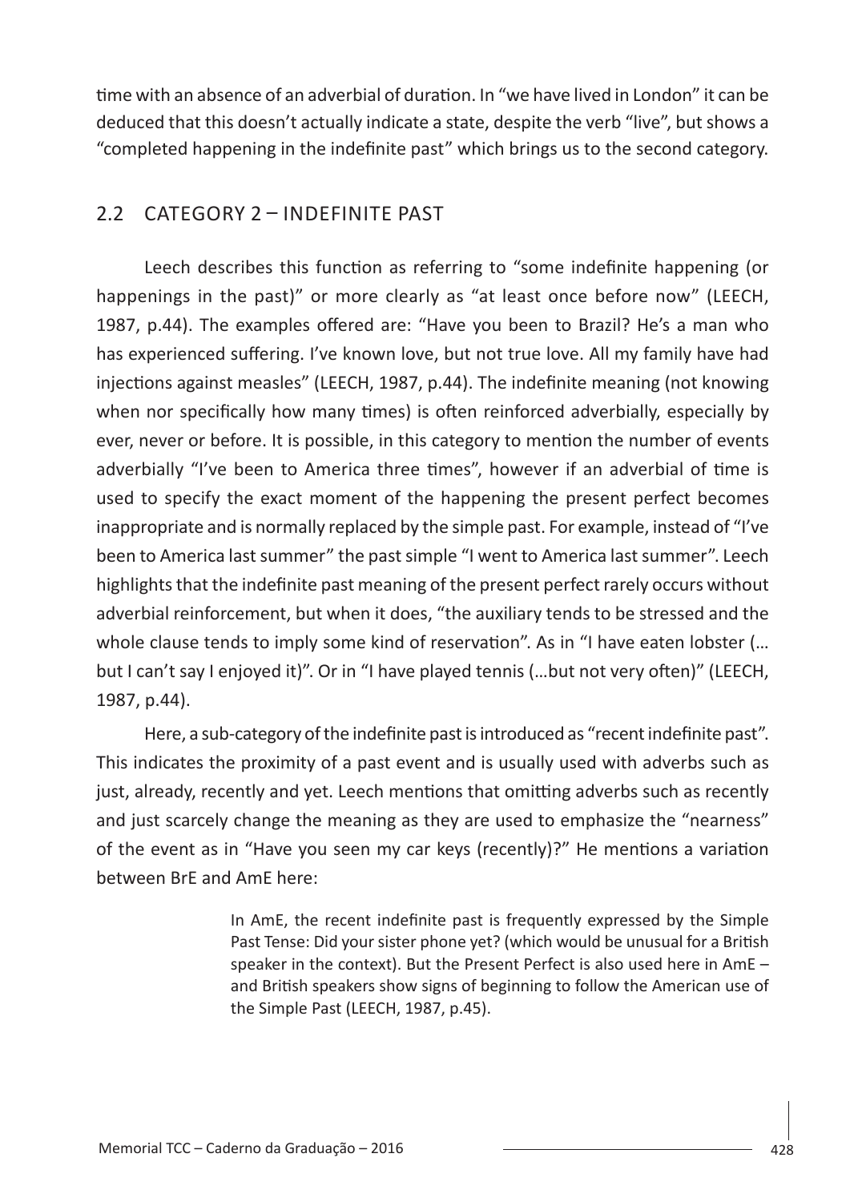time with an absence of an adverbial of duration. In "we have lived in London" it can be deduced that this doesn't actually indicate a state, despite the verb "live", but shows a "completed happening in the indefinite past" which brings us to the second category.

## 2.2 CATEGORY 2 – INDEFINITE PAST

Leech describes this function as referring to "some indefinite happening (or happenings in the past)" or more clearly as "at least once before now" (LEECH, 1987, p.44). The examples offered are: "Have you been to Brazil? He's a man who has experienced suffering. I've known love, but not true love. All my family have had injections against measles" (LEECH, 1987, p.44). The indefinite meaning (not knowing when nor specifically how many times) is often reinforced adverbially, especially by ever, never or before. It is possible, in this category to mention the number of events adverbially "I've been to America three times", however if an adverbial of time is used to specify the exact moment of the happening the present perfect becomes inappropriate and is normally replaced by the simple past. For example, instead of "I've been to America last summer" the past simple "I went to America last summer". Leech highlights that the indefinite past meaning of the present perfect rarely occurs without adverbial reinforcement, but when it does, "the auxiliary tends to be stressed and the whole clause tends to imply some kind of reservation". As in "I have eaten lobster (… but I can't say I enjoyed it)". Or in "I have played tennis (…but not very often)" (LEECH, 1987, p.44).

Here, a sub-category of the indefinite past is introduced as "recent indefinite past". This indicates the proximity of a past event and is usually used with adverbs such as just, already, recently and yet. Leech mentions that omitting adverbs such as recently and just scarcely change the meaning as they are used to emphasize the "nearness" of the event as in "Have you seen my car keys (recently)?" He mentions a variation between BrE and AmE here:

> In AmE, the recent indefinite past is frequently expressed by the Simple Past Tense: Did your sister phone yet? (which would be unusual for a British speaker in the context). But the Present Perfect is also used here in AmE – and British speakers show signs of beginning to follow the American use of the Simple Past (LEECH, 1987, p.45).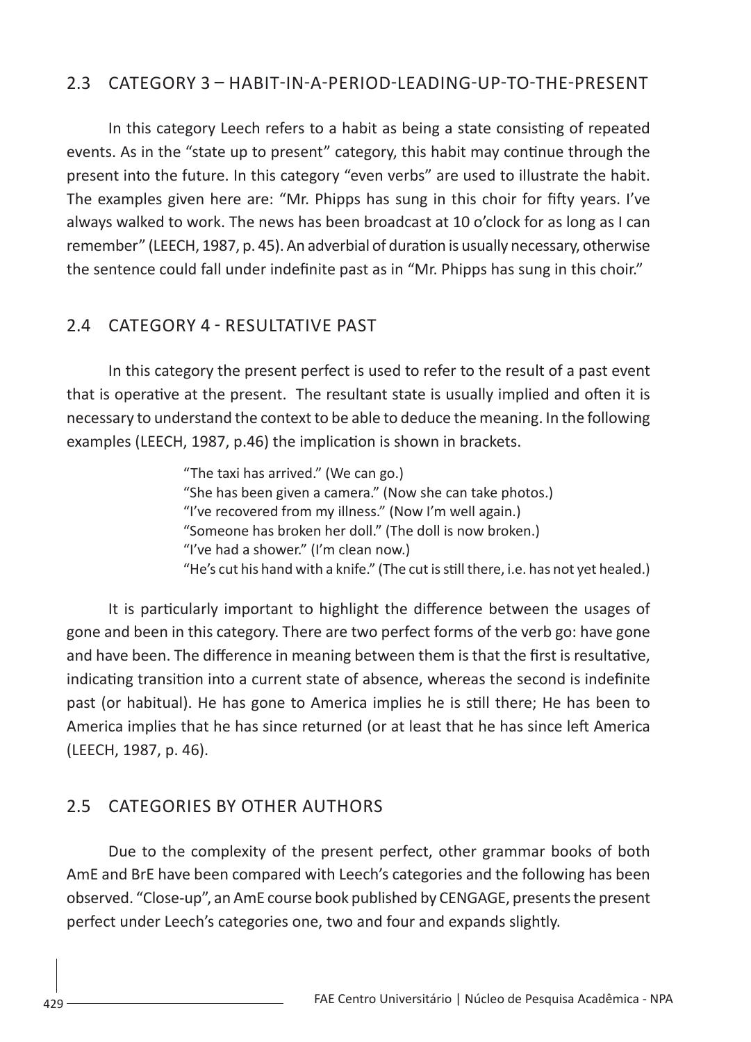## 2.3 CATEGORY 3 – HABIT-IN-A-PERIOD-LEADING-UP-TO-THE-PRESENT

In this category Leech refers to a habit as being a state consisting of repeated events. As in the "state up to present" category, this habit may continue through the present into the future. In this category "even verbs" are used to illustrate the habit. The examples given here are: "Mr. Phipps has sung in this choir for fifty years. I've always walked to work. The news has been broadcast at 10 o'clock for as long as I can remember" (LEECH, 1987, p. 45). An adverbial of duration is usually necessary, otherwise the sentence could fall under indefinite past as in "Mr. Phipps has sung in this choir."

## 2.4 CATEGORY 4 - RESULTATIVE PAST

In this category the present perfect is used to refer to the result of a past event that is operative at the present. The resultant state is usually implied and often it is necessary to understand the context to be able to deduce the meaning. In the following examples (LEECH, 1987, p.46) the implication is shown in brackets.

> "The taxi has arrived." (We can go.)
> "She has been given a camera." (Now she can take photos.)
> "I've recovered from my illness." (Now I'm well again.)
> "Someone has broken her doll." (The doll is now broken.)
> "I've had a shower." (I'm clean now.)
> "He's cut his hand with a knife." (The cut is still there, i.e. has not yet healed.)

It is particularly important to highlight the difference between the usages of gone and been in this category. There are two perfect forms of the verb go: have gone and have been. The difference in meaning between them is that the first is resultative, indicating transition into a current state of absence, whereas the second is indefinite past (or habitual). He has gone to America implies he is still there; He has been to America implies that he has since returned (or at least that he has since left America (LEECH, 1987, p. 46).

## 2.5 CATEGORIES BY OTHER AUTHORS

Due to the complexity of the present perfect, other grammar books of both AmE and BrE have been compared with Leech's categories and the following has been observed. "Close-up", an AmE course book published by CENGAGE, presents the present perfect under Leech's categories one, two and four and expands slightly.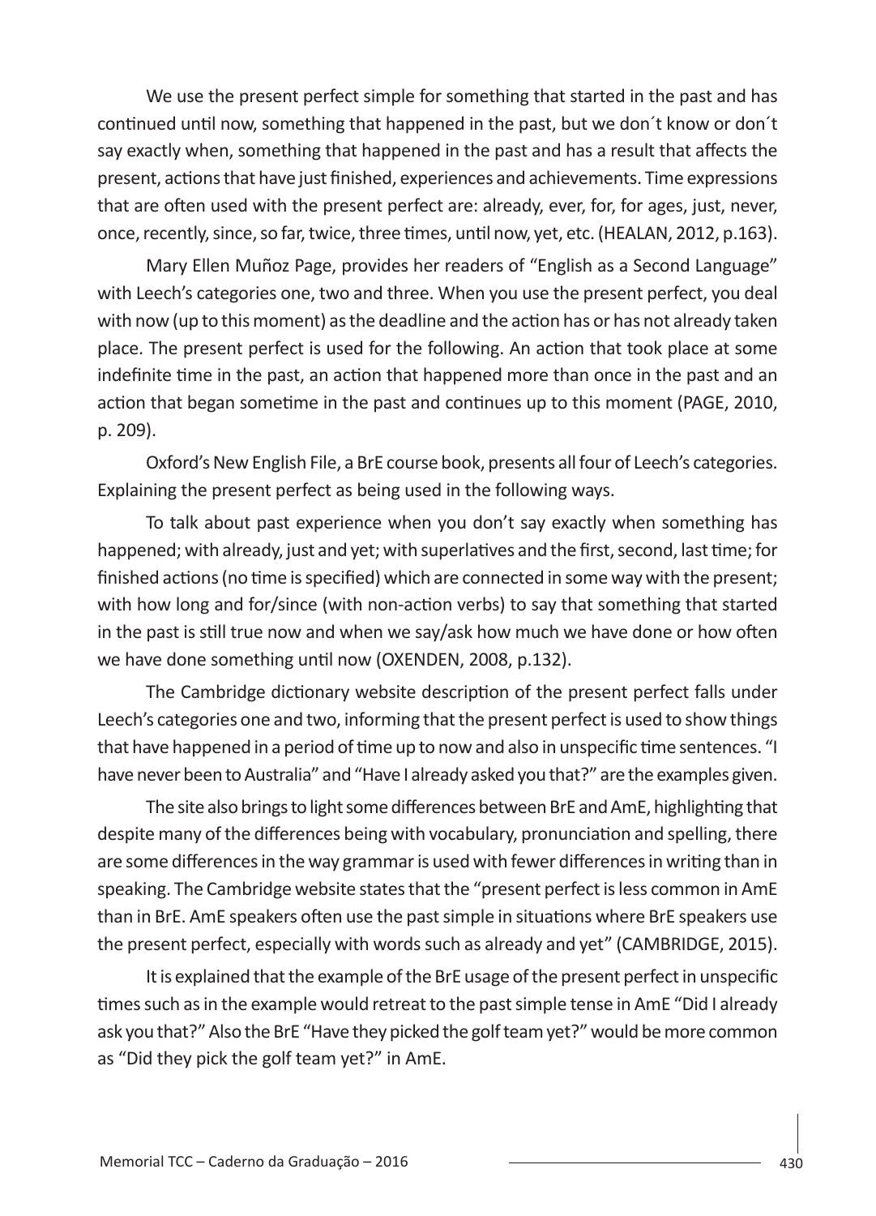We use the present perfect simple for something that started in the past and has continued until now, something that happened in the past, but we don´t know or don´t say exactly when, something that happened in the past and has a result that affects the present, actions that have just finished, experiences and achievements. Time expressions that are often used with the present perfect are: already, ever, for, for ages, just, never, once, recently, since, so far, twice, three times, until now, yet, etc. (HEALAN, 2012, p.163).

Mary Ellen Muñoz Page, provides her readers of "English as a Second Language" with Leech's categories one, two and three. When you use the present perfect, you deal with now (up to this moment) as the deadline and the action has or has not already taken place. The present perfect is used for the following. An action that took place at some indefinite time in the past, an action that happened more than once in the past and an action that began sometime in the past and continues up to this moment (PAGE, 2010, p. 209).

Oxford's New English File, a BrE course book, presents all four of Leech's categories. Explaining the present perfect as being used in the following ways.

To talk about past experience when you don't say exactly when something has happened; with already, just and yet; with superlatives and the first, second, last time; for finished actions (no time is specified) which are connected in some way with the present; with how long and for/since (with non-action verbs) to say that something that started in the past is still true now and when we say/ask how much we have done or how often we have done something until now (OXENDEN, 2008, p.132).

The Cambridge dictionary website description of the present perfect falls under Leech's categories one and two, informing that the present perfect is used to show things that have happened in a period of time up to now and also in unspecific time sentences. "I have never been to Australia" and "Have I already asked you that?" are the examples given.

The site also brings to light some differences between BrE and AmE, highlighting that despite many of the differences being with vocabulary, pronunciation and spelling, there are some differences in the way grammar is used with fewer differences in writing than in speaking. The Cambridge website states that the "present perfect is less common in AmE than in BrE. AmE speakers often use the past simple in situations where BrE speakers use the present perfect, especially with words such as already and yet" (CAMBRIDGE, 2015).

It is explained that the example of the BrE usage of the present perfect in unspecific times such as in the example would retreat to the past simple tense in AmE "Did I already ask you that?" Also the BrE "Have they picked the golf team yet?" would be more common as "Did they pick the golf team yet?" in AmE.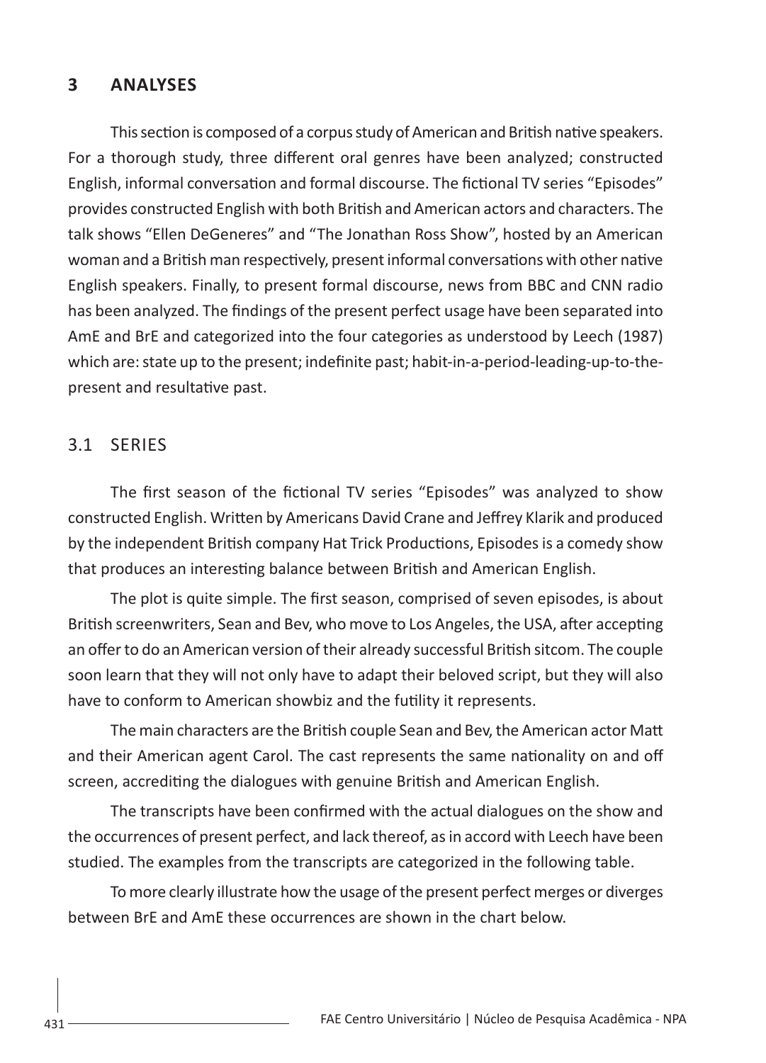## 3 ANALYSES

This section is composed of a corpus study of American and British native speakers. For a thorough study, three different oral genres have been analyzed; constructed English, informal conversation and formal discourse. The fictional TV series "Episodes" provides constructed English with both British and American actors and characters. The talk shows "Ellen DeGeneres" and "The Jonathan Ross Show", hosted by an American woman and a British man respectively, present informal conversations with other native English speakers. Finally, to present formal discourse, news from BBC and CNN radio has been analyzed. The findings of the present perfect usage have been separated into AmE and BrE and categorized into the four categories as understood by Leech (1987) which are: state up to the present; indefinite past; habit-in-a-period-leading-up-to-the-present and resultative past.

### 3.1 SERIES

The first season of the fictional TV series "Episodes" was analyzed to show constructed English. Written by Americans David Crane and Jeffrey Klarik and produced by the independent British company Hat Trick Productions, Episodes is a comedy show that produces an interesting balance between British and American English.

The plot is quite simple. The first season, comprised of seven episodes, is about British screenwriters, Sean and Bev, who move to Los Angeles, the USA, after accepting an offer to do an American version of their already successful British sitcom. The couple soon learn that they will not only have to adapt their beloved script, but they will also have to conform to American showbiz and the futility it represents.

The main characters are the British couple Sean and Bev, the American actor Matt and their American agent Carol. The cast represents the same nationality on and off screen, accrediting the dialogues with genuine British and American English.

The transcripts have been confirmed with the actual dialogues on the show and the occurrences of present perfect, and lack thereof, as in accord with Leech have been studied. The examples from the transcripts are categorized in the following table.

To more clearly illustrate how the usage of the present perfect merges or diverges between BrE and AmE these occurrences are shown in the chart below.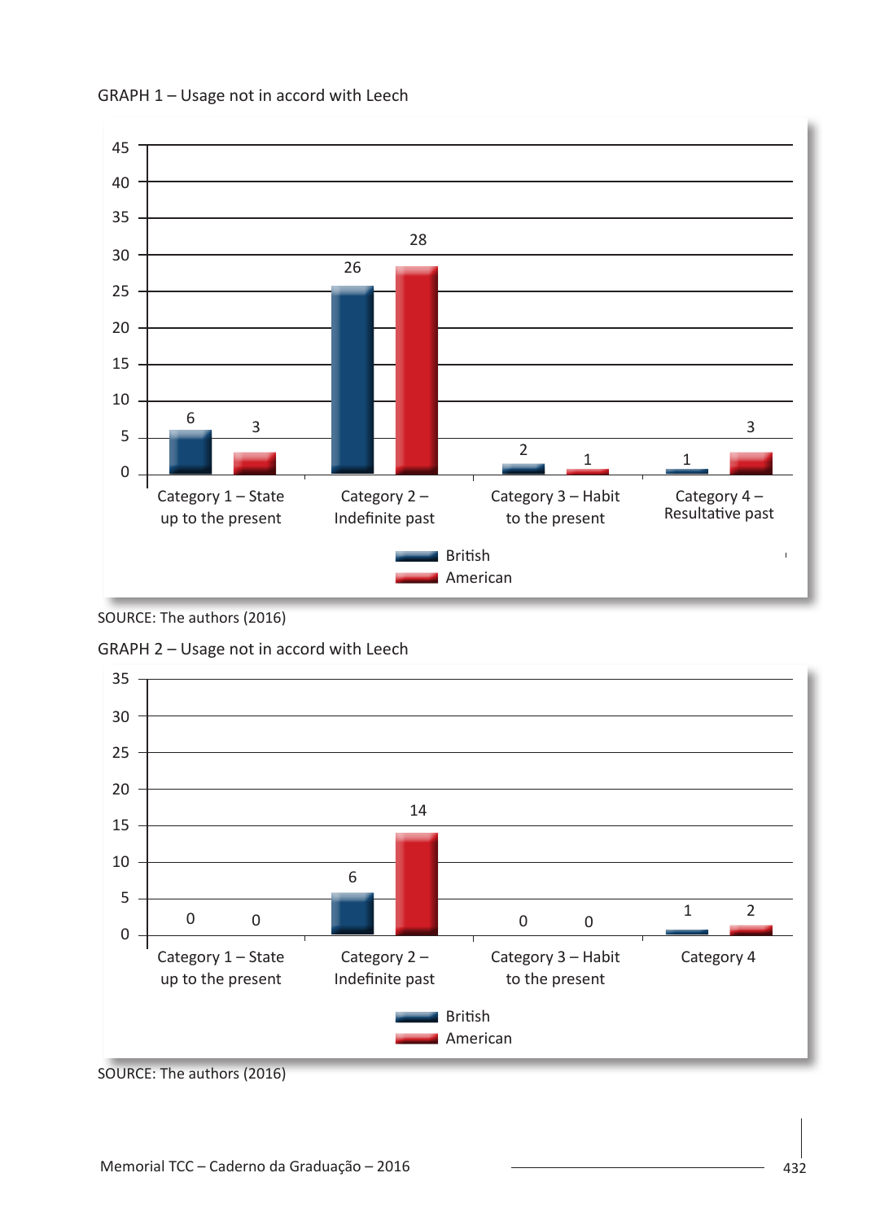GRAPH 1 – Usage not in accord with Leech

| | British | American |
|---|---|---|
| Category 1 – State up to the present | 6 | 3 |
| Category 2 – Indefinite past | 26 | 28 |
| Category 3 – Habit to the present | 2 | 1 |
| Category 4 – Resultative past | 1 | 3 |

SOURCE: The authors (2016)

GRAPH 2 – Usage not in accord with Leech

| | British | American |
|---|---|---|
| Category 1 – State up to the present | 0 | 0 |
| Category 2 – Indefinite past | 6 | 14 |
| Category 3 – Habit to the present | 0 | 0 |
| Category 4 | 1 | 2 |

SOURCE: The authors (2016)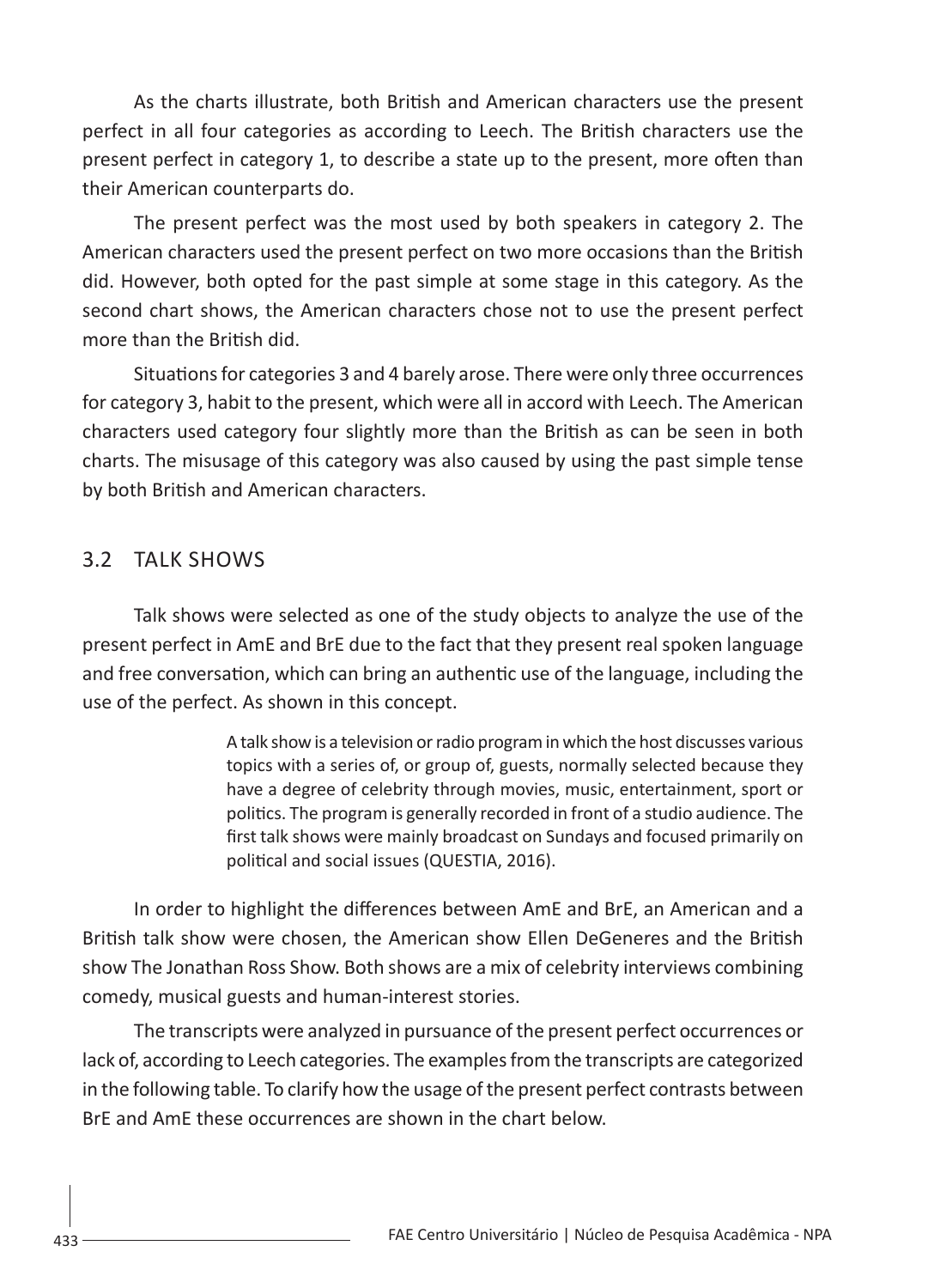As the charts illustrate, both British and American characters use the present perfect in all four categories as according to Leech. The British characters use the present perfect in category 1, to describe a state up to the present, more often than their American counterparts do.

The present perfect was the most used by both speakers in category 2. The American characters used the present perfect on two more occasions than the British did. However, both opted for the past simple at some stage in this category. As the second chart shows, the American characters chose not to use the present perfect more than the British did.

Situations for categories 3 and 4 barely arose. There were only three occurrences for category 3, habit to the present, which were all in accord with Leech. The American characters used category four slightly more than the British as can be seen in both charts. The misusage of this category was also caused by using the past simple tense by both British and American characters.

## 3.2 TALK SHOWS

Talk shows were selected as one of the study objects to analyze the use of the present perfect in AmE and BrE due to the fact that they present real spoken language and free conversation, which can bring an authentic use of the language, including the use of the perfect. As shown in this concept.

> A talk show is a television or radio program in which the host discusses various topics with a series of, or group of, guests, normally selected because they have a degree of celebrity through movies, music, entertainment, sport or politics. The program is generally recorded in front of a studio audience. The first talk shows were mainly broadcast on Sundays and focused primarily on political and social issues (QUESTIA, 2016).

In order to highlight the differences between AmE and BrE, an American and a British talk show were chosen, the American show Ellen DeGeneres and the British show The Jonathan Ross Show. Both shows are a mix of celebrity interviews combining comedy, musical guests and human-interest stories.

The transcripts were analyzed in pursuance of the present perfect occurrences or lack of, according to Leech categories. The examples from the transcripts are categorized in the following table. To clarify how the usage of the present perfect contrasts between BrE and AmE these occurrences are shown in the chart below.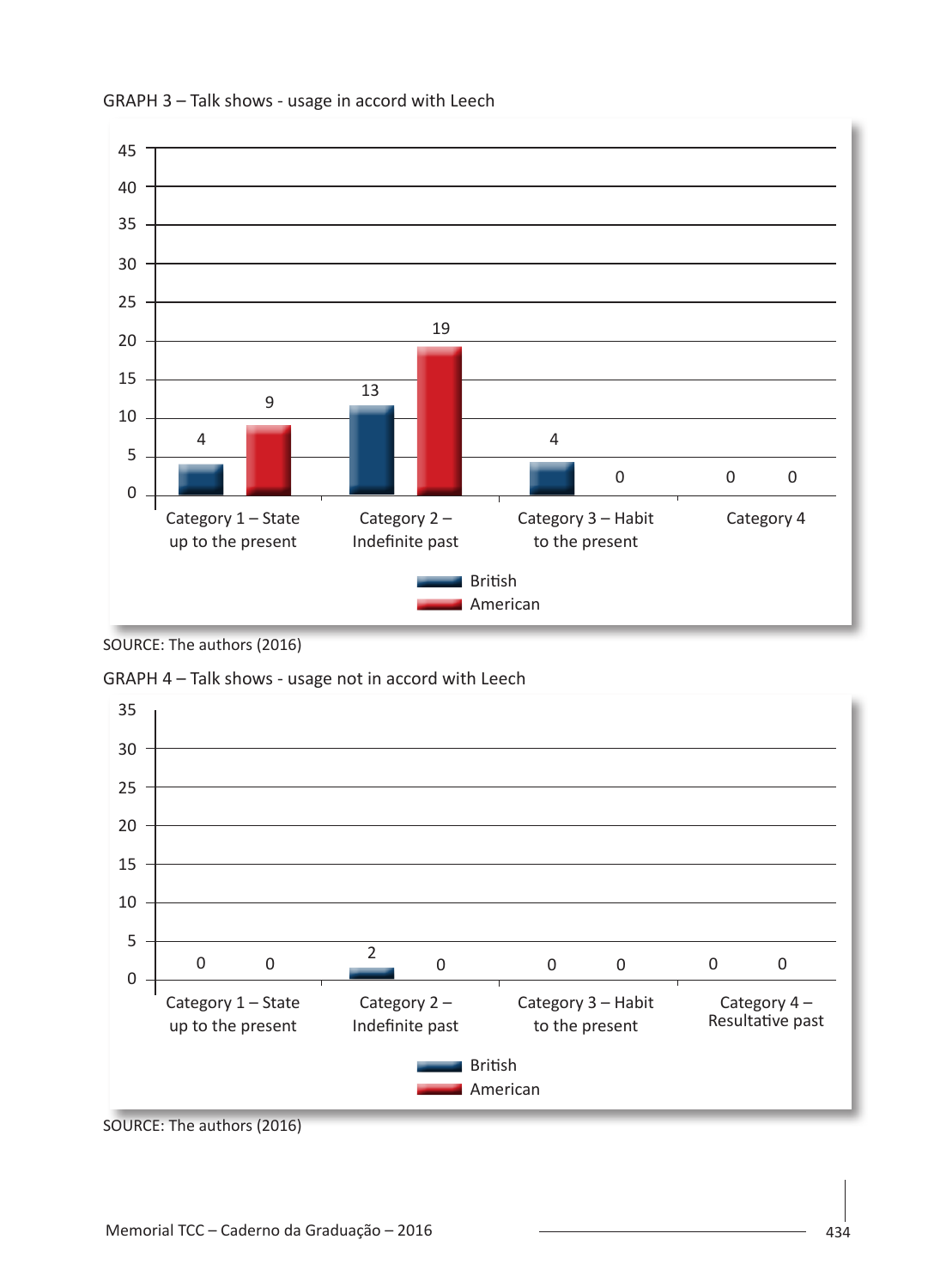GRAPH 3 – Talk shows - usage in accord with Leech

| | British | American |
|---|---|---|
| Category 1 – State up to the present | 4 | 9 |
| Category 2 – Indefinite past | 13 | 19 |
| Category 3 – Habit to the present | 4 | 0 |
| Category 4 | 0 | 0 |

SOURCE: The authors (2016)

GRAPH 4 – Talk shows - usage not in accord with Leech

| | British | American |
|---|---|---|
| Category 1 – State up to the present | 0 | 0 |
| Category 2 – Indefinite past | 2 | 0 |
| Category 3 – Habit to the present | 0 | 0 |
| Category 4 – Resultative past | 0 | 0 |

SOURCE: The authors (2016)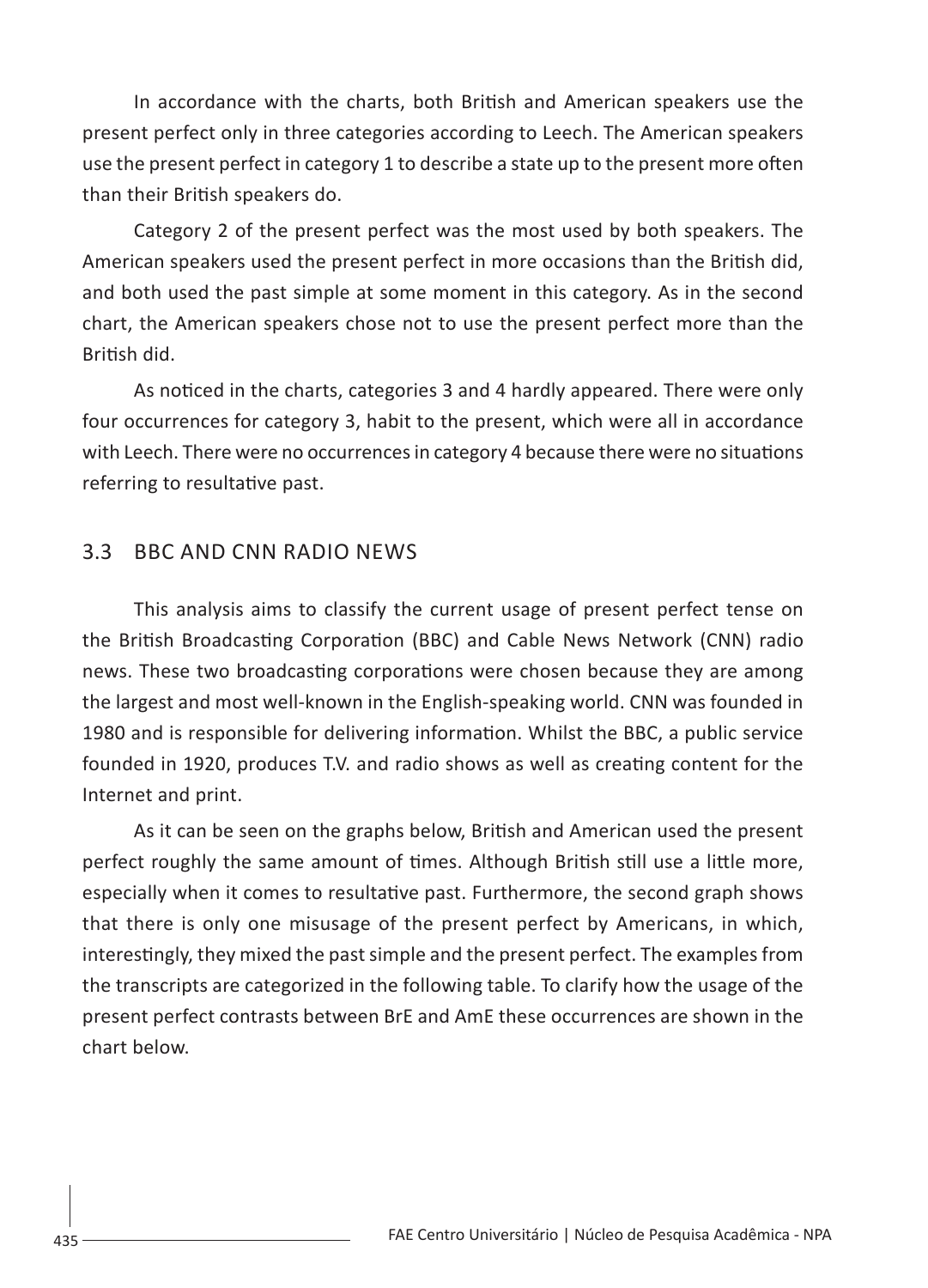In accordance with the charts, both British and American speakers use the present perfect only in three categories according to Leech. The American speakers use the present perfect in category 1 to describe a state up to the present more often than their British speakers do.

Category 2 of the present perfect was the most used by both speakers. The American speakers used the present perfect in more occasions than the British did, and both used the past simple at some moment in this category. As in the second chart, the American speakers chose not to use the present perfect more than the British did.

As noticed in the charts, categories 3 and 4 hardly appeared. There were only four occurrences for category 3, habit to the present, which were all in accordance with Leech. There were no occurrences in category 4 because there were no situations referring to resultative past.

## 3.3 BBC AND CNN RADIO NEWS

This analysis aims to classify the current usage of present perfect tense on the British Broadcasting Corporation (BBC) and Cable News Network (CNN) radio news. These two broadcasting corporations were chosen because they are among the largest and most well-known in the English-speaking world. CNN was founded in 1980 and is responsible for delivering information. Whilst the BBC, a public service founded in 1920, produces T.V. and radio shows as well as creating content for the Internet and print.

As it can be seen on the graphs below, British and American used the present perfect roughly the same amount of times. Although British still use a little more, especially when it comes to resultative past. Furthermore, the second graph shows that there is only one misusage of the present perfect by Americans, in which, interestingly, they mixed the past simple and the present perfect. The examples from the transcripts are categorized in the following table. To clarify how the usage of the present perfect contrasts between BrE and AmE these occurrences are shown in the chart below.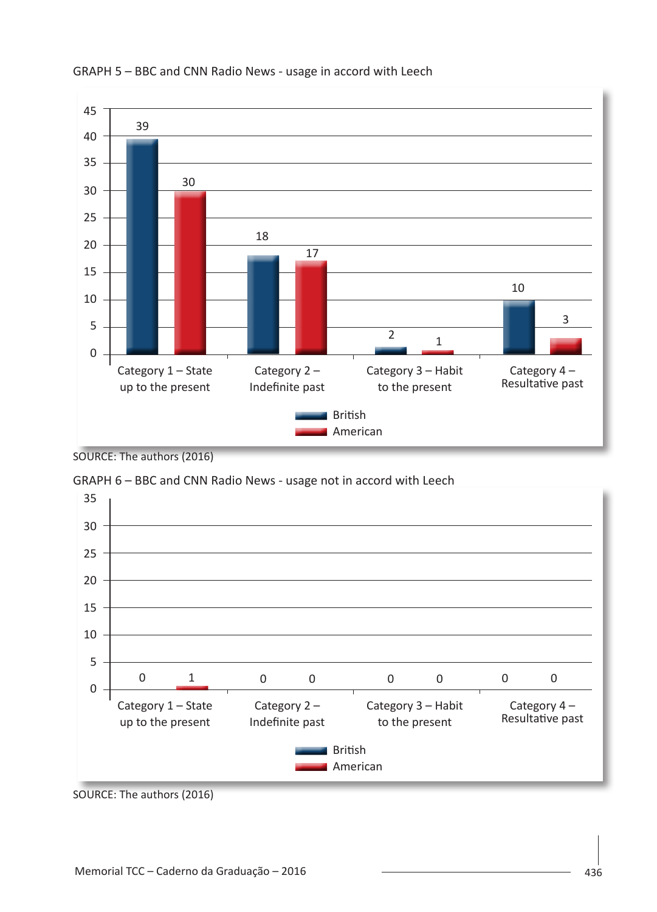GRAPH 5 – BBC and CNN Radio News - usage in accord with Leech

| | British | American |
|---|---|---|
| Category 1 – State up to the present | 39 | 30 |
| Category 2 – Indefinite past | 18 | 17 |
| Category 3 – Habit to the present | 2 | 1 |
| Category 4 – Resultative past | 10 | 3 |

SOURCE: The authors (2016)

GRAPH 6 – BBC and CNN Radio News - usage not in accord with Leech

| | British | American |
|---|---|---|
| Category 1 – State up to the present | 0 | 1 |
| Category 2 – Indefinite past | 0 | 0 |
| Category 3 – Habit to the present | 0 | 0 |
| Category 4 – Resultative past | 0 | 0 |

SOURCE: The authors (2016)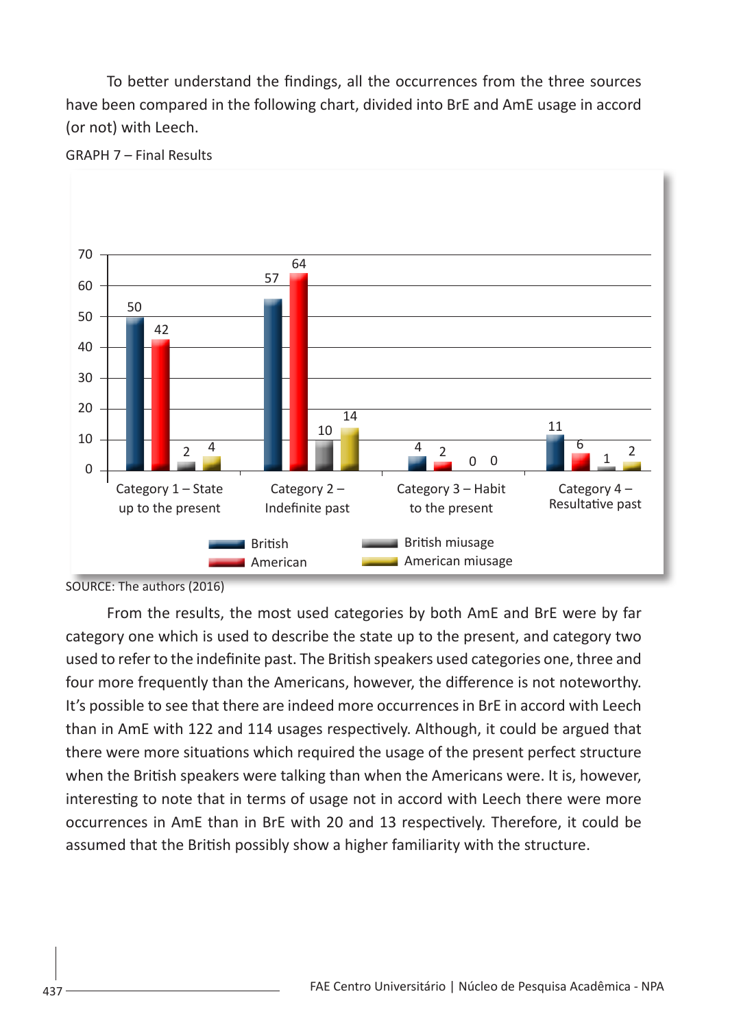To better understand the findings, all the occurrences from the three sources have been compared in the following chart, divided into BrE and AmE usage in accord (or not) with Leech.

GRAPH 7 – Final Results

| | British | American | British miusage | American miusage |
|---|---|---|---|---|
| Category 1 – State up to the present | 50 | 42 | 2 | 4 |
| Category 2 – Indefinite past | 57 | 64 | 10 | 14 |
| Category 3 – Habit to the present | 4 | 2 | 0 | 0 |
| Category 4 – Resultative past | 11 | 6 | 1 | 2 |

SOURCE: The authors (2016)

From the results, the most used categories by both AmE and BrE were by far category one which is used to describe the state up to the present, and category two used to refer to the indefinite past. The British speakers used categories one, three and four more frequently than the Americans, however, the difference is not noteworthy. It's possible to see that there are indeed more occurrences in BrE in accord with Leech than in AmE with 122 and 114 usages respectively. Although, it could be argued that there were more situations which required the usage of the present perfect structure when the British speakers were talking than when the Americans were. It is, however, interesting to note that in terms of usage not in accord with Leech there were more occurrences in AmE than in BrE with 20 and 13 respectively. Therefore, it could be assumed that the British possibly show a higher familiarity with the structure.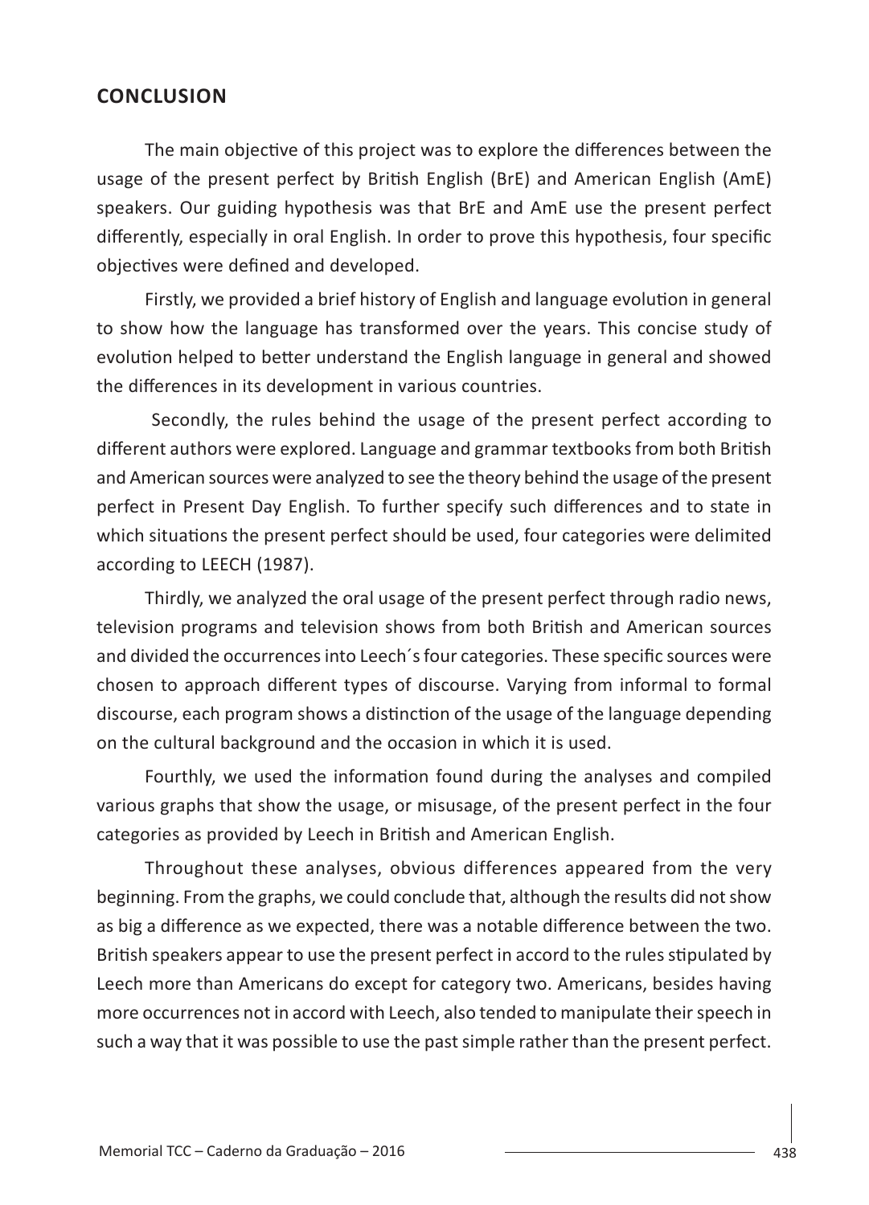## CONCLUSION

The main objective of this project was to explore the differences between the usage of the present perfect by British English (BrE) and American English (AmE) speakers. Our guiding hypothesis was that BrE and AmE use the present perfect differently, especially in oral English. In order to prove this hypothesis, four specific objectives were defined and developed.

Firstly, we provided a brief history of English and language evolution in general to show how the language has transformed over the years. This concise study of evolution helped to better understand the English language in general and showed the differences in its development in various countries.

Secondly, the rules behind the usage of the present perfect according to different authors were explored. Language and grammar textbooks from both British and American sources were analyzed to see the theory behind the usage of the present perfect in Present Day English. To further specify such differences and to state in which situations the present perfect should be used, four categories were delimited according to LEECH (1987).

Thirdly, we analyzed the oral usage of the present perfect through radio news, television programs and television shows from both British and American sources and divided the occurrences into Leech´s four categories. These specific sources were chosen to approach different types of discourse. Varying from informal to formal discourse, each program shows a distinction of the usage of the language depending on the cultural background and the occasion in which it is used.

Fourthly, we used the information found during the analyses and compiled various graphs that show the usage, or misusage, of the present perfect in the four categories as provided by Leech in British and American English.

Throughout these analyses, obvious differences appeared from the very beginning. From the graphs, we could conclude that, although the results did not show as big a difference as we expected, there was a notable difference between the two. British speakers appear to use the present perfect in accord to the rules stipulated by Leech more than Americans do except for category two. Americans, besides having more occurrences not in accord with Leech, also tended to manipulate their speech in such a way that it was possible to use the past simple rather than the present perfect.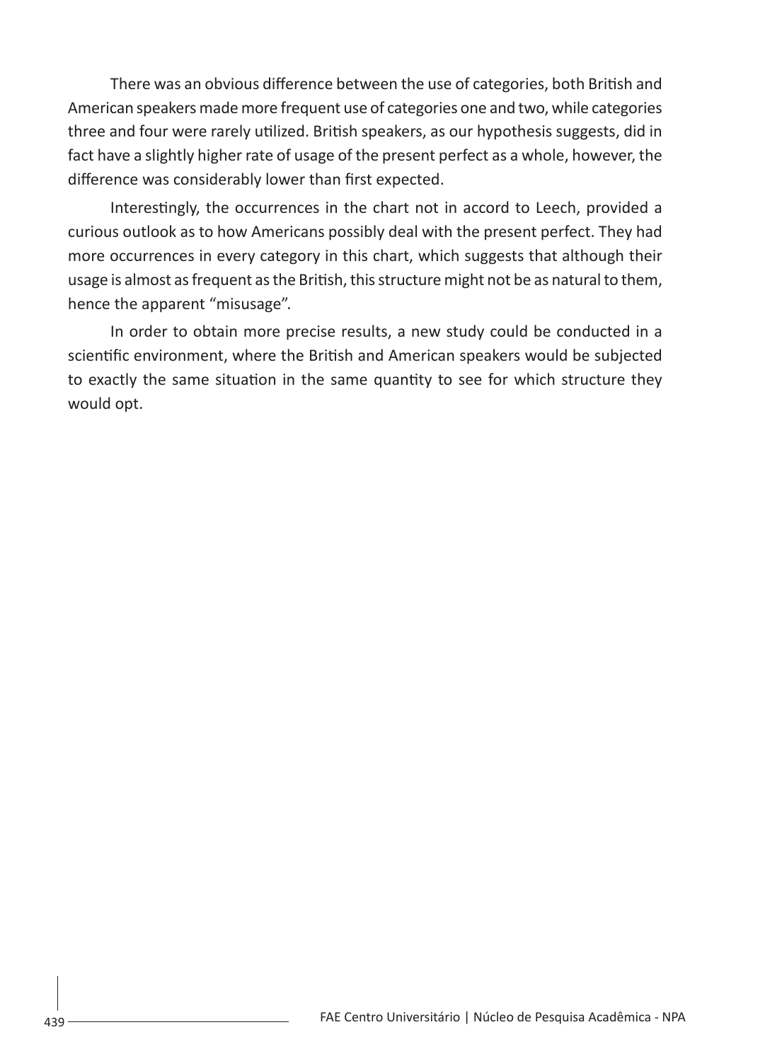There was an obvious difference between the use of categories, both British and American speakers made more frequent use of categories one and two, while categories three and four were rarely utilized. British speakers, as our hypothesis suggests, did in fact have a slightly higher rate of usage of the present perfect as a whole, however, the difference was considerably lower than first expected.

Interestingly, the occurrences in the chart not in accord to Leech, provided a curious outlook as to how Americans possibly deal with the present perfect. They had more occurrences in every category in this chart, which suggests that although their usage is almost as frequent as the British, this structure might not be as natural to them, hence the apparent "misusage".

In order to obtain more precise results, a new study could be conducted in a scientific environment, where the British and American speakers would be subjected to exactly the same situation in the same quantity to see for which structure they would opt.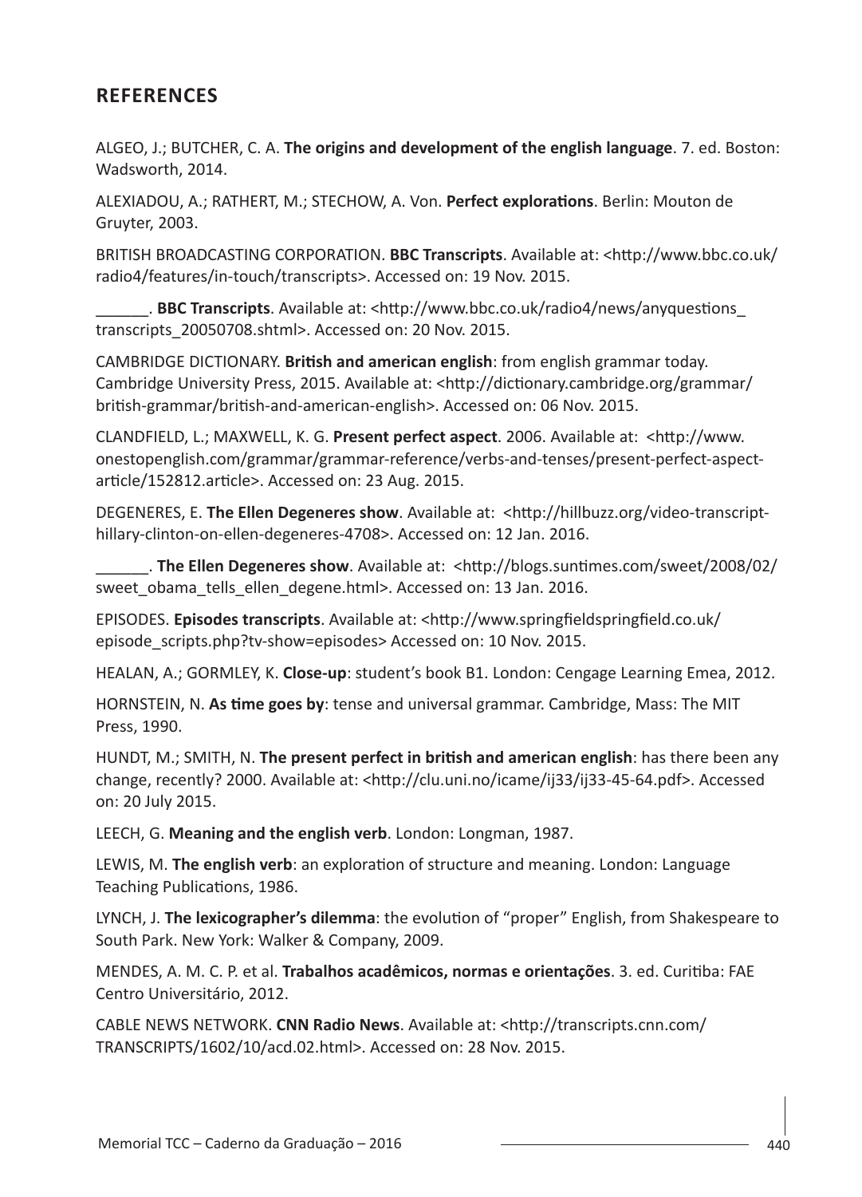## REFERENCES

ALGEO, J.; BUTCHER, C. A. **The origins and development of the english language**. 7. ed. Boston: Wadsworth, 2014.

ALEXIADOU, A.; RATHERT, M.; STECHOW, A. Von. **Perfect explorations**. Berlin: Mouton de Gruyter, 2003.

BRITISH BROADCASTING CORPORATION. **BBC Transcripts**. Available at: <http://www.bbc.co.uk/radio4/features/in-touch/transcripts>. Accessed on: 19 Nov. 2015.

______. **BBC Transcripts**. Available at: <http://www.bbc.co.uk/radio4/news/anyquestions_transcripts_20050708.shtml>. Accessed on: 20 Nov. 2015.

CAMBRIDGE DICTIONARY. **British and american english**: from english grammar today. Cambridge University Press, 2015. Available at: <http://dictionary.cambridge.org/grammar/british-grammar/british-and-american-english>. Accessed on: 06 Nov. 2015.

CLANDFIELD, L.; MAXWELL, K. G. **Present perfect aspect**. 2006. Available at: <http://www.onestopenglish.com/grammar/grammar-reference/verbs-and-tenses/present-perfect-aspect-article/152812.article>. Accessed on: 23 Aug. 2015.

DEGENERES, E. **The Ellen Degeneres show**. Available at: <http://hillbuzz.org/video-transcript-hillary-clinton-on-ellen-degeneres-4708>. Accessed on: 12 Jan. 2016.

______. **The Ellen Degeneres show**. Available at: <http://blogs.suntimes.com/sweet/2008/02/sweet_obama_tells_ellen_degene.html>. Accessed on: 13 Jan. 2016.

EPISODES. **Episodes transcripts**. Available at: <http://www.springfieldspringfield.co.uk/episode_scripts.php?tv-show=episodes> Accessed on: 10 Nov. 2015.

HEALAN, A.; GORMLEY, K. **Close-up**: student's book B1. London: Cengage Learning Emea, 2012.

HORNSTEIN, N. **As time goes by**: tense and universal grammar. Cambridge, Mass: The MIT Press, 1990.

HUNDT, M.; SMITH, N. **The present perfect in british and american english**: has there been any change, recently? 2000. Available at: <http://clu.uni.no/icame/ij33/ij33-45-64.pdf>. Accessed on: 20 July 2015.

LEECH, G. **Meaning and the english verb**. London: Longman, 1987.

LEWIS, M. **The english verb**: an exploration of structure and meaning. London: Language Teaching Publications, 1986.

LYNCH, J. **The lexicographer's dilemma**: the evolution of "proper" English, from Shakespeare to South Park. New York: Walker & Company, 2009.

MENDES, A. M. C. P. et al. **Trabalhos acadêmicos, normas e orientações**. 3. ed. Curitiba: FAE Centro Universitário, 2012.

CABLE NEWS NETWORK. **CNN Radio News**. Available at: <http://transcripts.cnn.com/TRANSCRIPTS/1602/10/acd.02.html>. Accessed on: 28 Nov. 2015.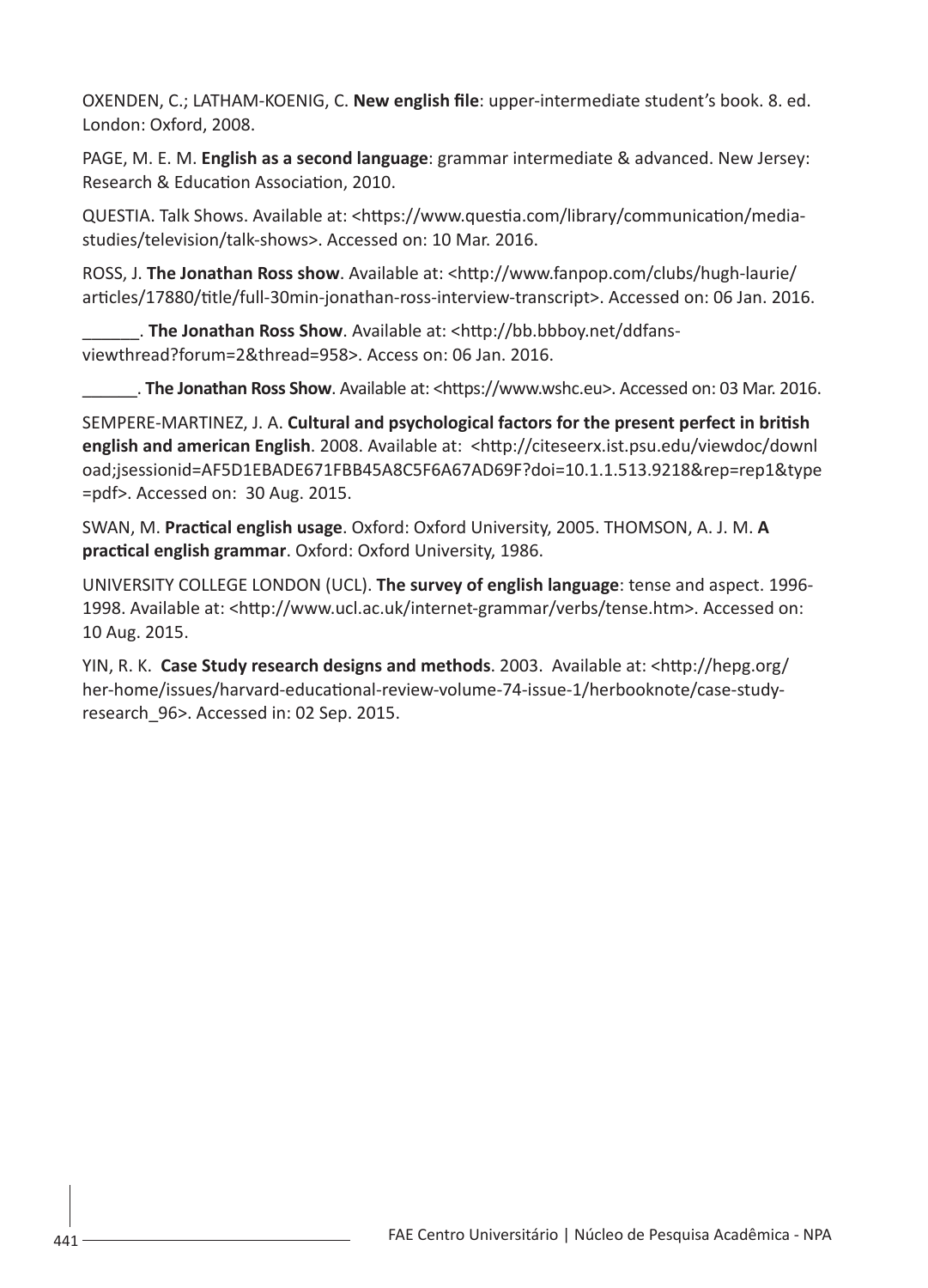OXENDEN, C.; LATHAM-KOENIG, C. **New english file**: upper-intermediate student's book. 8. ed. London: Oxford, 2008.

PAGE, M. E. M. **English as a second language**: grammar intermediate & advanced. New Jersey: Research & Education Association, 2010.

QUESTIA. Talk Shows. Available at: <https://www.questia.com/library/communication/media-studies/television/talk-shows>. Accessed on: 10 Mar. 2016.

ROSS, J. **The Jonathan Ross show**. Available at: <http://www.fanpop.com/clubs/hugh-laurie/articles/17880/title/full-30min-jonathan-ross-interview-transcript>. Accessed on: 06 Jan. 2016.

______. **The Jonathan Ross Show**. Available at: <http://bb.bbboy.net/ddfans-viewthread?forum=2&thread=958>. Access on: 06 Jan. 2016.

______. **The Jonathan Ross Show**. Available at: <https://www.wshc.eu>. Accessed on: 03 Mar. 2016.

SEMPERE-MARTINEZ, J. A. **Cultural and psychological factors for the present perfect in british english and american English**. 2008. Available at: <http://citeseerx.ist.psu.edu/viewdoc/download;jsessionid=AF5D1EBADE671FBB45A8C5F6A67AD69F?doi=10.1.1.513.9218&rep=rep1&type=pdf>. Accessed on: 30 Aug. 2015.

SWAN, M. **Practical english usage**. Oxford: Oxford University, 2005. THOMSON, A. J. M. **A practical english grammar**. Oxford: Oxford University, 1986.

UNIVERSITY COLLEGE LONDON (UCL). **The survey of english language**: tense and aspect. 1996-1998. Available at: <http://www.ucl.ac.uk/internet-grammar/verbs/tense.htm>. Accessed on: 10 Aug. 2015.

YIN, R. K. **Case Study research designs and methods**. 2003. Available at: <http://hepg.org/her-home/issues/harvard-educational-review-volume-74-issue-1/herbooknote/case-study-research_96>. Accessed in: 02 Sep. 2015.